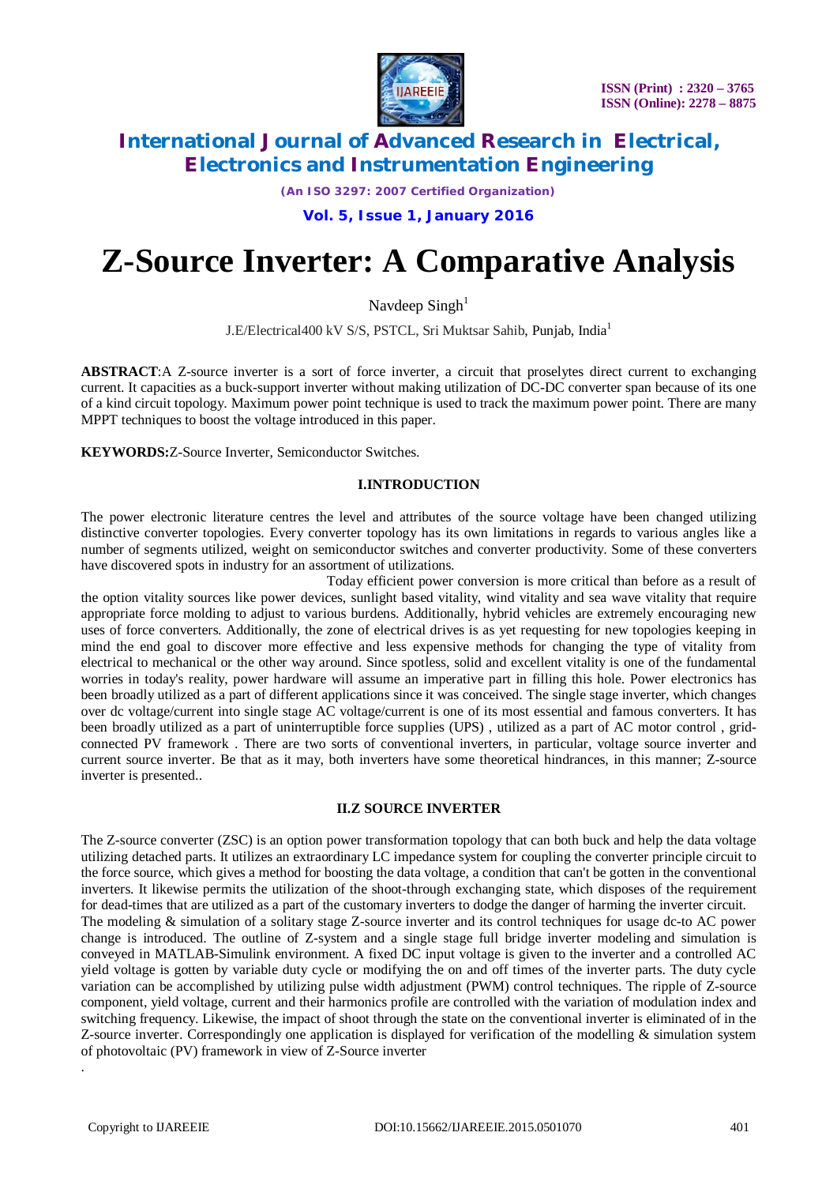# Z-Source Inverter: A Comparative Analysis

Navdeep Singh[1]

J.E/Electrical400 kV S/S, PSTCL, Sri Muktsar Sahib, Punjab, India[1]

**ABSTRACT**:A Z-source inverter is a sort of force inverter, a circuit that proselytes direct current to exchanging current. It capacities as a buck-support inverter without making utilization of DC-DC converter span because of its one of a kind circuit topology. Maximum power point technique is used to track the maximum power point. There are many MPPT techniques to boost the voltage introduced in this paper.

**KEYWORDS:**Z-Source Inverter, Semiconductor Switches.

## I.INTRODUCTION

The power electronic literature centres the level and attributes of the source voltage have been changed utilizing distinctive converter topologies. Every converter topology has its own limitations in regards to various angles like a number of segments utilized, weight on semiconductor switches and converter productivity. Some of these converters have discovered spots in industry for an assortment of utilizations.

Today efficient power conversion is more critical than before as a result of the option vitality sources like power devices, sunlight based vitality, wind vitality and sea wave vitality that require appropriate force molding to adjust to various burdens. Additionally, hybrid vehicles are extremely encouraging new uses of force converters. Additionally, the zone of electrical drives is as yet requesting for new topologies keeping in mind the end goal to discover more effective and less expensive methods for changing the type of vitality from electrical to mechanical or the other way around. Since spotless, solid and excellent vitality is one of the fundamental worries in today's reality, power hardware will assume an imperative part in filling this hole. Power electronics has been broadly utilized as a part of different applications since it was conceived. The single stage inverter, which changes over dc voltage/current into single stage AC voltage/current is one of its most essential and famous converters. It has been broadly utilized as a part of uninterruptible force supplies (UPS) , utilized as a part of AC motor control , grid-connected PV framework . There are two sorts of conventional inverters, in particular, voltage source inverter and current source inverter. Be that as it may, both inverters have some theoretical hindrances, in this manner; Z-source inverter is presented..

## II.Z SOURCE INVERTER

The Z-source converter (ZSC) is an option power transformation topology that can both buck and help the data voltage utilizing detached parts. It utilizes an extraordinary LC impedance system for coupling the converter principle circuit to the force source, which gives a method for boosting the data voltage, a condition that can't be gotten in the conventional inverters. It likewise permits the utilization of the shoot-through exchanging state, which disposes of the requirement for dead-times that are utilized as a part of the customary inverters to dodge the danger of harming the inverter circuit.

The modeling & simulation of a solitary stage Z-source inverter and its control techniques for usage dc-to AC power change is introduced. The outline of Z-system and a single stage full bridge inverter modeling and simulation is conveyed in MATLAB-Simulink environment. A fixed DC input voltage is given to the inverter and a controlled AC yield voltage is gotten by variable duty cycle or modifying the on and off times of the inverter parts. The duty cycle variation can be accomplished by utilizing pulse width adjustment (PWM) control techniques. The ripple of Z-source component, yield voltage, current and their harmonics profile are controlled with the variation of modulation index and switching frequency. Likewise, the impact of shoot through the state on the conventional inverter is eliminated of in the Z-source inverter. Correspondingly one application is displayed for verification of the modelling & simulation system of photovoltaic (PV) framework in view of Z-Source inverter

.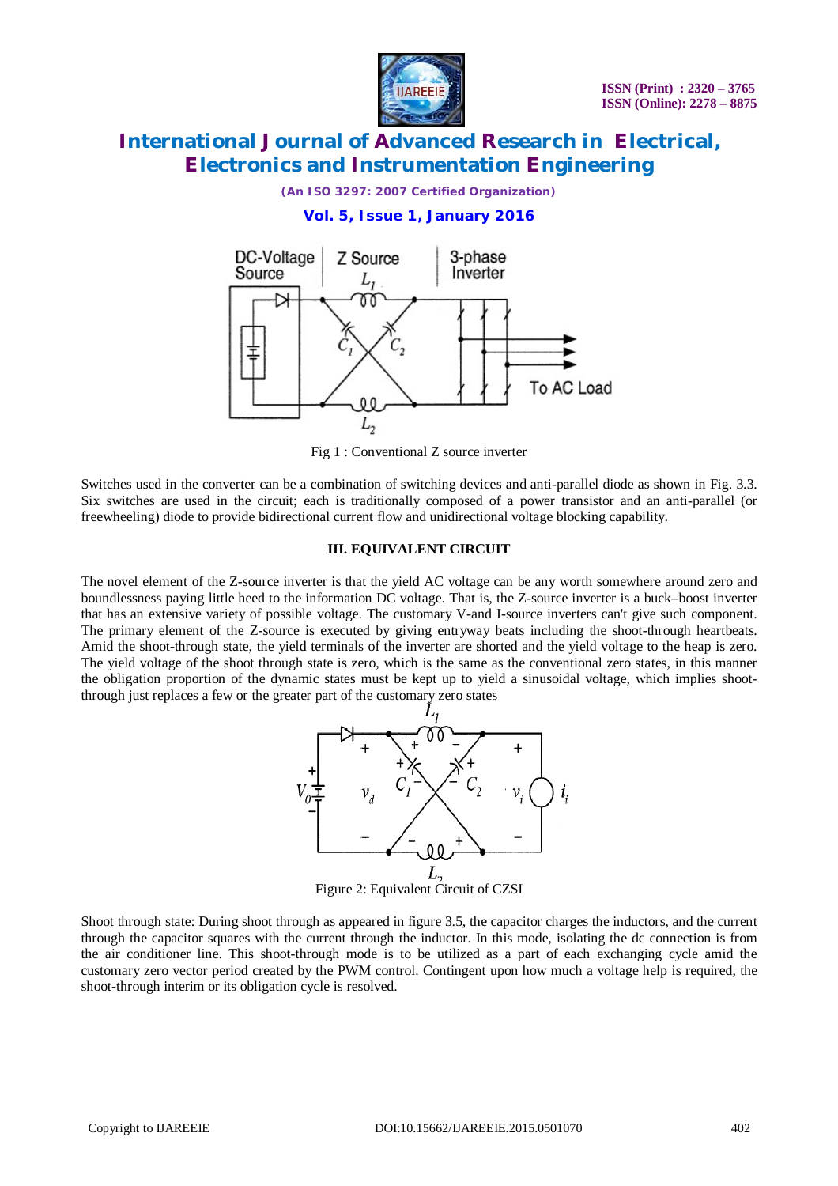Fig 1 : Conventional Z source inverter

Switches used in the converter can be a combination of switching devices and anti-parallel diode as shown in Fig. 3.3. Six switches are used in the circuit; each is traditionally composed of a power transistor and an anti-parallel (or freewheeling) diode to provide bidirectional current flow and unidirectional voltage blocking capability.

### III. EQUIVALENT CIRCUIT

The novel element of the Z-source inverter is that the yield AC voltage can be any worth somewhere around zero and boundlessness paying little heed to the information DC voltage. That is, the Z-source inverter is a buck–boost inverter that has an extensive variety of possible voltage. The customary V-and I-source inverters can't give such component. The primary element of the Z-source is executed by giving entryway beats including the shoot-through heartbeats. Amid the shoot-through state, the yield terminals of the inverter are shorted and the yield voltage to the heap is zero. The yield voltage of the shoot through state is zero, which is the same as the conventional zero states, in this manner the obligation proportion of the dynamic states must be kept up to yield a sinusoidal voltage, which implies shoot-through just replaces a few or the greater part of the customary zero states

Figure 2: Equivalent Circuit of CZSI

Shoot through state: During shoot through as appeared in figure 3.5, the capacitor charges the inductors, and the current through the capacitor squares with the current through the inductor. In this mode, isolating the dc connection is from the air conditioner line. This shoot-through mode is to be utilized as a part of each exchanging cycle amid the customary zero vector period created by the PWM control. Contingent upon how much a voltage help is required, the shoot-through interim or its obligation cycle is resolved.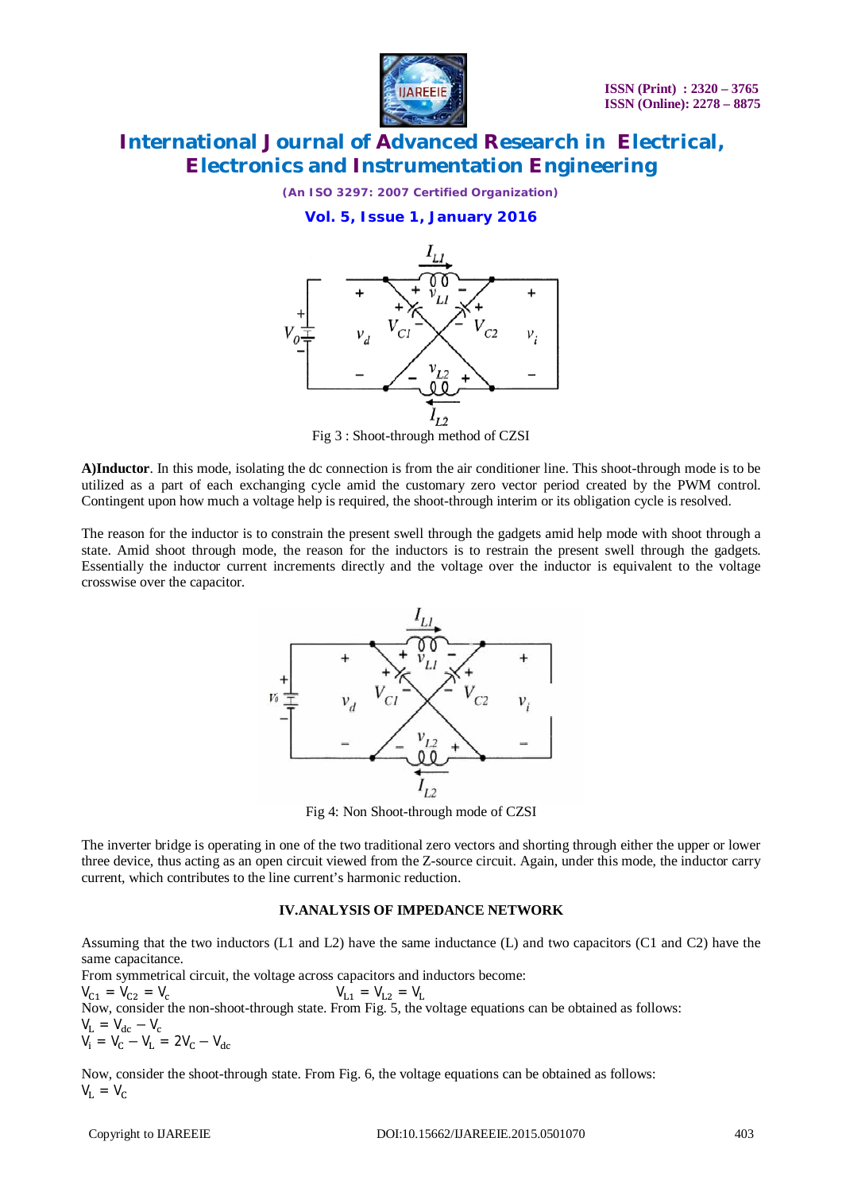Fig 3 : Shoot-through method of CZSI

**A)Inductor**. In this mode, isolating the dc connection is from the air conditioner line. This shoot-through mode is to be utilized as a part of each exchanging cycle amid the customary zero vector period created by the PWM control. Contingent upon how much a voltage help is required, the shoot-through interim or its obligation cycle is resolved.

The reason for the inductor is to constrain the present swell through the gadgets amid help mode with shoot through a state. Amid shoot through mode, the reason for the inductors is to restrain the present swell through the gadgets. Essentially the inductor current increments directly and the voltage over the inductor is equivalent to the voltage crosswise over the capacitor.

Fig 4: Non Shoot-through mode of CZSI

The inverter bridge is operating in one of the two traditional zero vectors and shorting through either the upper or lower three device, thus acting as an open circuit viewed from the Z-source circuit. Again, under this mode, the inductor carry current, which contributes to the line current's harmonic reduction.

### IV.ANALYSIS OF IMPEDANCE NETWORK

Assuming that the two inductors (L1 and L2) have the same inductance (L) and two capacitors (C1 and C2) have the same capacitance.

From symmetrical circuit, the voltage across capacitors and inductors become:

$V_{C1} = V_{C2} = V_c$ $\qquad$ $V_{L1} = V_{L2} = V_L$

Now, consider the non-shoot-through state. From Fig. 5, the voltage equations can be obtained as follows:

$V_L = V_{dc} - V_c$

$V_i = V_C - V_L = 2V_C - V_{dc}$

Now, consider the shoot-through state. From Fig. 6, the voltage equations can be obtained as follows:

$V_L = V_C$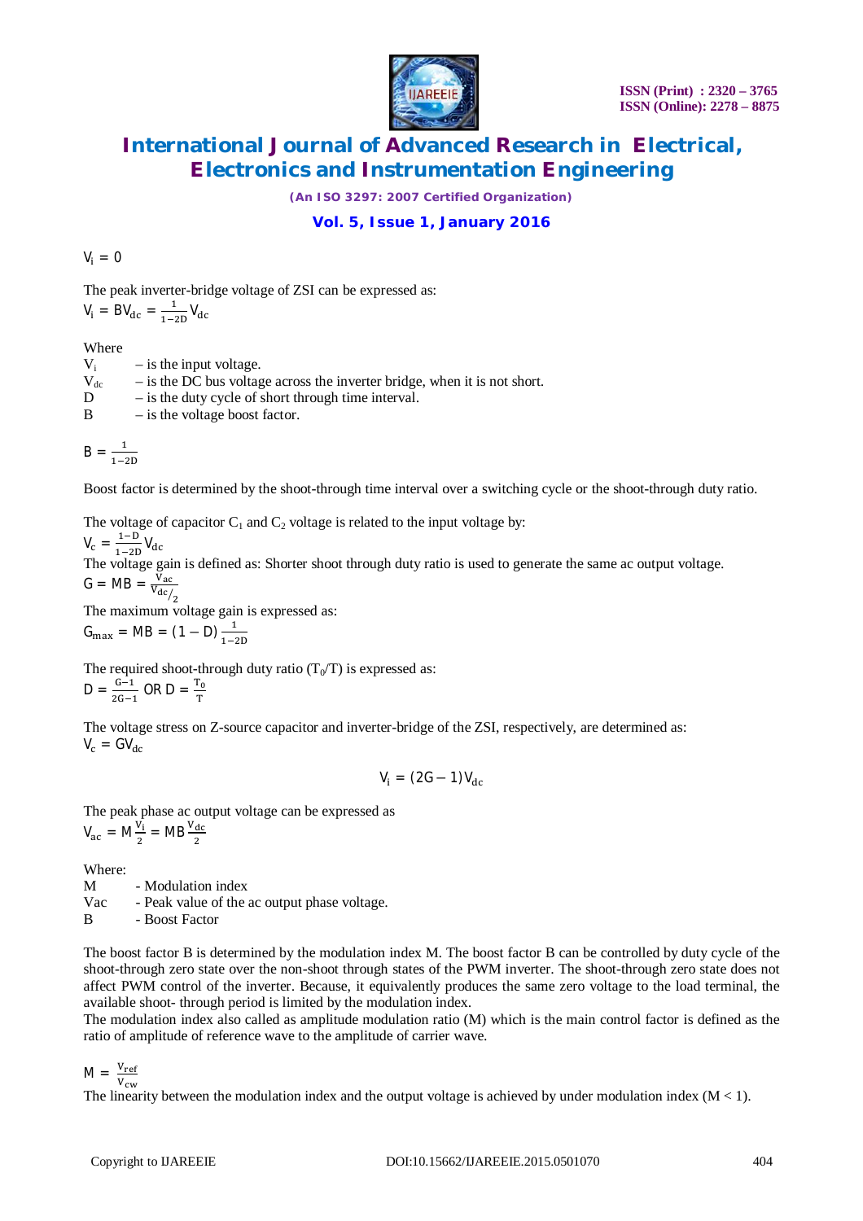$V_i = 0$

The peak inverter-bridge voltage of ZSI can be expressed as:

$$V_i = BV_{dc} = \frac{1}{1-2D}V_{dc}$$

Where

$V_i$ – is the input voltage.

$V_{dc}$ – is the DC bus voltage across the inverter bridge, when it is not short.

D – is the duty cycle of short through time interval.

B – is the voltage boost factor.

$$B = \frac{1}{1-2D}$$

Boost factor is determined by the shoot-through time interval over a switching cycle or the shoot-through duty ratio.

The voltage of capacitor $C_1$ and $C_2$ voltage is related to the input voltage by:

$$V_c = \frac{1-D}{1-2D}V_{dc}$$

The voltage gain is defined as: Shorter shoot through duty ratio is used to generate the same ac output voltage.

$$G = MB = \frac{V_{ac}}{V_{dc}/_2}$$

The maximum voltage gain is expressed as:

$$G_{max} = MB = (1-D)\frac{1}{1-2D}$$

The required shoot-through duty ratio ($T_0$/T) is expressed as:

$$D = \frac{G-1}{2G-1} \text{ OR } D = \frac{T_0}{T}$$

The voltage stress on Z-source capacitor and inverter-bridge of the ZSI, respectively, are determined as:

$$V_c = GV_{dc}$$

$$V_i = (2G-1)V_{dc}$$

The peak phase ac output voltage can be expressed as

$$V_{ac} = M\frac{V_i}{2} = MB\frac{V_{dc}}{2}$$

Where:

M - Modulation index

Vac - Peak value of the ac output phase voltage.

B - Boost Factor

The boost factor B is determined by the modulation index M. The boost factor B can be controlled by duty cycle of the shoot-through zero state over the non-shoot through states of the PWM inverter. The shoot-through zero state does not affect PWM control of the inverter. Because, it equivalently produces the same zero voltage to the load terminal, the available shoot- through period is limited by the modulation index.

The modulation index also called as amplitude modulation ratio (M) which is the main control factor is defined as the ratio of amplitude of reference wave to the amplitude of carrier wave.

$$M = \frac{V_{ref}}{V_{cw}}$$

The linearity between the modulation index and the output voltage is achieved by under modulation index ($M < 1$).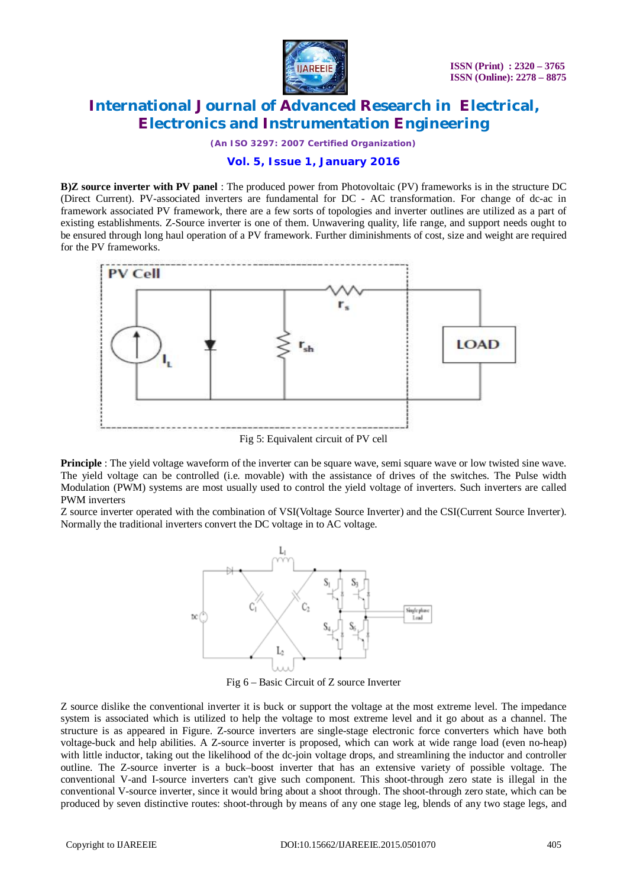**B)Z source inverter with PV panel** : The produced power from Photovoltaic (PV) frameworks is in the structure DC (Direct Current). PV-associated inverters are fundamental for DC - AC transformation. For change of dc-ac in framework associated PV framework, there are a few sorts of topologies and inverter outlines are utilized as a part of existing establishments. Z-Source inverter is one of them. Unwavering quality, life range, and support needs ought to be ensured through long haul operation of a PV framework. Further diminishments of cost, size and weight are required for the PV frameworks.

Fig 5: Equivalent circuit of PV cell

**Principle** : The yield voltage waveform of the inverter can be square wave, semi square wave or low twisted sine wave. The yield voltage can be controlled (i.e. movable) with the assistance of drives of the switches. The Pulse width Modulation (PWM) systems are most usually used to control the yield voltage of inverters. Such inverters are called PWM inverters

Z source inverter operated with the combination of VSI(Voltage Source Inverter) and the CSI(Current Source Inverter). Normally the traditional inverters convert the DC voltage in to AC voltage.

Fig 6 – Basic Circuit of Z source Inverter

Z source dislike the conventional inverter it is buck or support the voltage at the most extreme level. The impedance system is associated which is utilized to help the voltage to most extreme level and it go about as a channel. The structure is as appeared in Figure. Z-source inverters are single-stage electronic force converters which have both voltage-buck and help abilities. A Z-source inverter is proposed, which can work at wide range load (even no-heap) with little inductor, taking out the likelihood of the dc-join voltage drops, and streamlining the inductor and controller outline. The Z-source inverter is a buck–boost inverter that has an extensive variety of possible voltage. The conventional V-and I-source inverters can't give such component. This shoot-through zero state is illegal in the conventional V-source inverter, since it would bring about a shoot through. The shoot-through zero state, which can be produced by seven distinctive routes: shoot-through by means of any one stage leg, blends of any two stage legs, and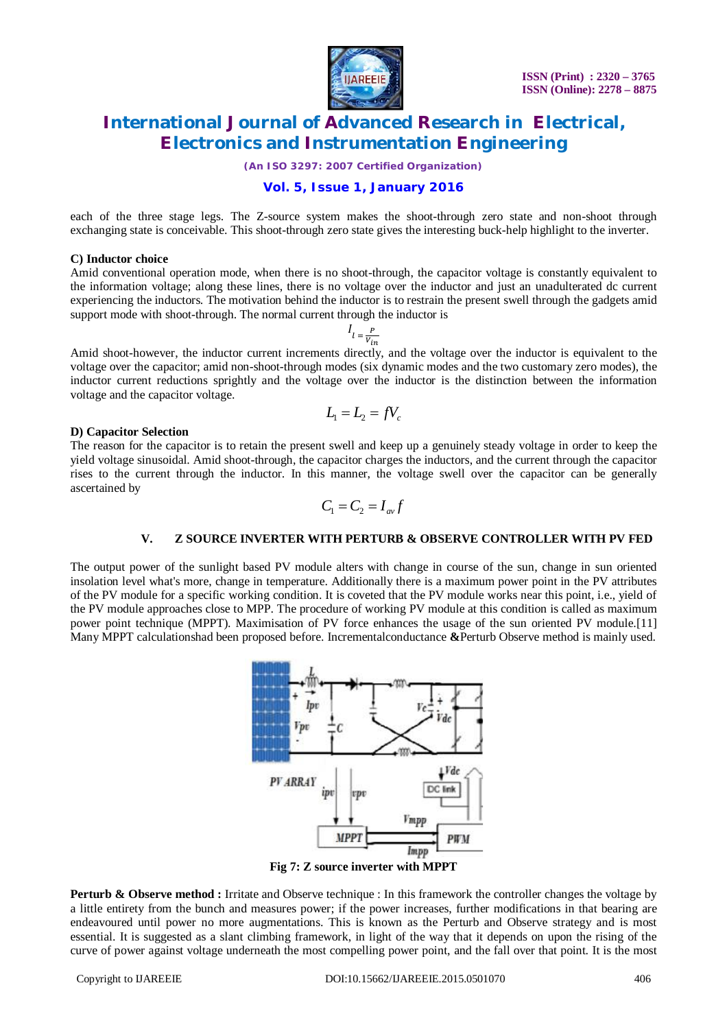each of the three stage legs. The Z-source system makes the shoot-through zero state and non-shoot through exchanging state is conceivable. This shoot-through zero state gives the interesting buck-help highlight to the inverter.

### C) Inductor choice

Amid conventional operation mode, when there is no shoot-through, the capacitor voltage is constantly equivalent to the information voltage; along these lines, there is no voltage over the inductor and just an unadulterated dc current experiencing the inductors. The motivation behind the inductor is to restrain the present swell through the gadgets amid support mode with shoot-through. The normal current through the inductor is

$$I_l = \frac{P}{V_{in}}$$

Amid shoot-however, the inductor current increments directly, and the voltage over the inductor is equivalent to the voltage over the capacitor; amid non-shoot-through modes (six dynamic modes and the two customary zero modes), the inductor current reductions sprightly and the voltage over the inductor is the distinction between the information voltage and the capacitor voltage.

$$L_1 = L_2 = fV_c$$

### D) Capacitor Selection

The reason for the capacitor is to retain the present swell and keep up a genuinely steady voltage in order to keep the yield voltage sinusoidal. Amid shoot-through, the capacitor charges the inductors, and the current through the capacitor rises to the current through the inductor. In this manner, the voltage swell over the capacitor can be generally ascertained by

$$C_1 = C_2 = I_{av} f$$

## V. Z SOURCE INVERTER WITH PERTURB & OBSERVE CONTROLLER WITH PV FED

The output power of the sunlight based PV module alters with change in course of the sun, change in sun oriented insolation level what's more, change in temperature. Additionally there is a maximum power point in the PV attributes of the PV module for a specific working condition. It is coveted that the PV module works near this point, i.e., yield of the PV module approaches close to MPP. The procedure of working PV module at this condition is called as maximum power point technique (MPPT). Maximisation of PV force enhances the usage of the sun oriented PV module.[11] Many MPPT calculationshad been proposed before. Incrementalconductance **&**Perturb Observe method is mainly used.

**Fig 7: Z source inverter with MPPT**

**Perturb & Observe method :** Irritate and Observe technique : In this framework the controller changes the voltage by a little entirety from the bunch and measures power; if the power increases, further modifications in that bearing are endeavoured until power no more augmentations. This is known as the Perturb and Observe strategy and is most essential. It is suggested as a slant climbing framework, in light of the way that it depends on upon the rising of the curve of power against voltage underneath the most compelling power point, and the fall over that point. It is the most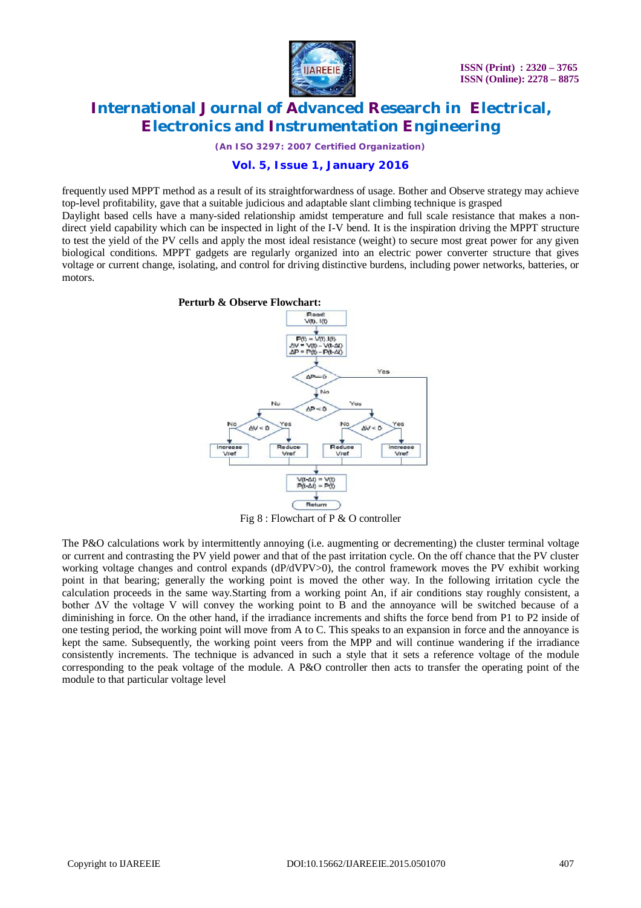frequently used MPPT method as a result of its straightforwardness of usage. Bother and Observe strategy may achieve top-level profitability, gave that a suitable judicious and adaptable slant climbing technique is grasped

Daylight based cells have a many-sided relationship amidst temperature and full scale resistance that makes a non-direct yield capability which can be inspected in light of the I-V bend. It is the inspiration driving the MPPT structure to test the yield of the PV cells and apply the most ideal resistance (weight) to secure most great power for any given biological conditions. MPPT gadgets are regularly organized into an electric power converter structure that gives voltage or current change, isolating, and control for driving distinctive burdens, including power networks, batteries, or motors.

**Perturb & Observe Flowchart:**

Fig 8 : Flowchart of P & O controller

The P&O calculations work by intermittently annoying (i.e. augmenting or decrementing) the cluster terminal voltage or current and contrasting the PV yield power and that of the past irritation cycle. On the off chance that the PV cluster working voltage changes and control expands ($dP/dV_{PV}>0$), the control framework moves the PV exhibit working point in that bearing; generally the working point is moved the other way. In the following irritation cycle the calculation proceeds in the same way.Starting from a working point An, if air conditions stay roughly consistent, a bother $\Delta V$ the voltage V will convey the working point to B and the annoyance will be switched because of a diminishing in force. On the other hand, if the irradiance increments and shifts the force bend from P1 to P2 inside of one testing period, the working point will move from A to C. This speaks to an expansion in force and the annoyance is kept the same. Subsequently, the working point veers from the MPP and will continue wandering if the irradiance consistently increments. The technique is advanced in such a style that it sets a reference voltage of the module corresponding to the peak voltage of the module. A P&O controller then acts to transfer the operating point of the module to that particular voltage level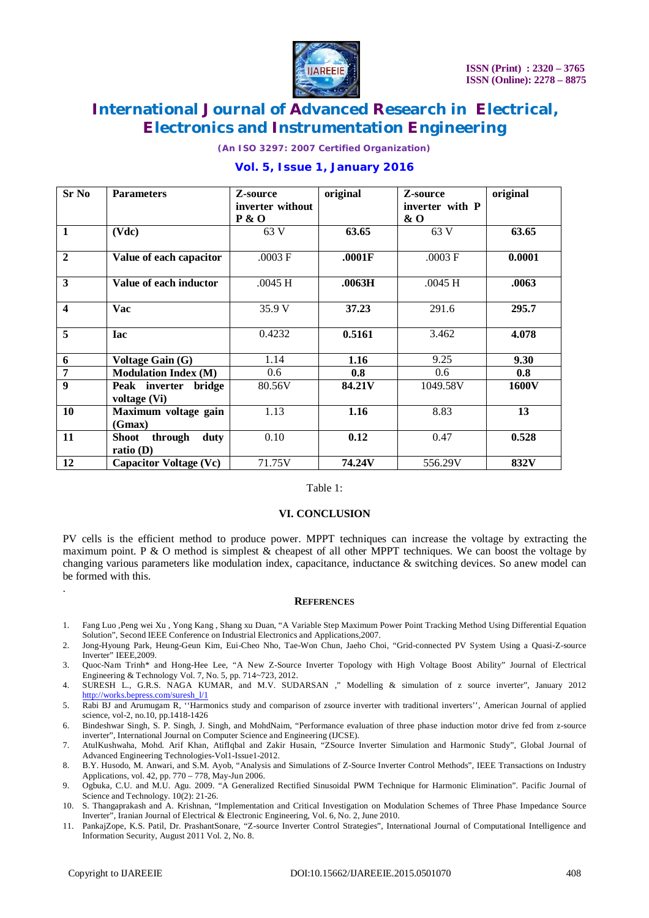| Sr No | Parameters | Z-source inverter without P & O | original | Z-source inverter with P & O | original |
|---|---|---|---|---|---|
| **1** | **(Vdc)** | 63 V | **63.65** | 63 V | **63.65** |
| **2** | **Value of each capacitor** | .0003 F | **.0001F** | .0003 F | **0.0001** |
| **3** | **Value of each inductor** | .0045 H | **.0063H** | .0045 H | **.0063** |
| **4** | **Vac** | 35.9 V | **37.23** | 291.6 | **295.7** |
| **5** | **Iac** | 0.4232 | **0.5161** | 3.462 | **4.078** |
| **6** | **Voltage Gain (G)** | 1.14 | **1.16** | 9.25 | **9.30** |
| **7** | **Modulation Index (M)** | 0.6 | **0.8** | 0.6 | **0.8** |
| **9** | **Peak inverter bridge voltage (Vi)** | 80.56V | **84.21V** | 1049.58V | **1600V** |
| **10** | **Maximum voltage gain (Gmax)** | 1.13 | **1.16** | 8.83 | **13** |
| **11** | **Shoot through duty ratio (D)** | 0.10 | **0.12** | 0.47 | **0.528** |
| **12** | **Capacitor Voltage (Vc)** | 71.75V | **74.24V** | 556.29V | **832V** |

Table 1:

## VI. CONCLUSION

PV cells is the efficient method to produce power. MPPT techniques can increase the voltage by extracting the maximum point. P & O method is simplest & cheapest of all other MPPT techniques. We can boost the voltage by changing various parameters like modulation index, capacitance, inductance & switching devices. So anew model can be formed with this.

## REFERENCES

1. Fang Luo ,Peng wei Xu , Yong Kang , Shang xu Duan, "A Variable Step Maximum Power Point Tracking Method Using Differential Equation Solution", Second IEEE Conference on Industrial Electronics and Applications,2007.
2. Jong-Hyoung Park, Heung-Geun Kim, Eui-Cheo Nho, Tae-Won Chun, Jaeho Choi, "Grid-connected PV System Using a Quasi-Z-source Inverter" IEEE,2009.
3. Quoc-Nam Trinh* and Hong-Hee Lee, "A New Z-Source Inverter Topology with High Voltage Boost Ability" Journal of Electrical Engineering & Technology Vol. 7, No. 5, pp. 714~723, 2012.
4. SURESH L., G.R.S. NAGA KUMAR, and M.V. SUDARSAN ," Modelling & simulation of z source inverter", January 2012 http://works.bepress.com/suresh_l/1
5. Rabi BJ and Arumugam R, ''Harmonics study and comparison of zsource inverter with traditional inverters'', American Journal of applied science, vol-2, no.10, pp.1418-1426
6. Bindeshwar Singh, S. P. Singh, J. Singh, and MohdNaim, "Performance evaluation of three phase induction motor drive fed from z-source inverter", International Journal on Computer Science and Engineering (IJCSE).
7. AtulKushwaha, Mohd. Arif Khan, AtifIqbal and Zakir Husain, "ZSource Inverter Simulation and Harmonic Study", Global Journal of Advanced Engineering Technologies-Vol1-Issue1-2012.
8. B.Y. Husodo, M. Anwari, and S.M. Ayob, "Analysis and Simulations of Z-Source Inverter Control Methods", IEEE Transactions on Industry Applications, vol. 42, pp. 770 – 778, May-Jun 2006.
9. Ogbuka, C.U. and M.U. Agu. 2009. "A Generalized Rectified Sinusoidal PWM Technique for Harmonic Elimination". Pacific Journal of Science and Technology. 10(2): 21-26.
10. S. Thangaprakash and A. Krishnan, "Implementation and Critical Investigation on Modulation Schemes of Three Phase Impedance Source Inverter", Iranian Journal of Electrical & Electronic Engineering, Vol. 6, No. 2, June 2010.
11. PankajZope, K.S. Patil, Dr. PrashantSonare, "Z-source Inverter Control Strategies", International Journal of Computational Intelligence and Information Security, August 2011 Vol. 2, No. 8.